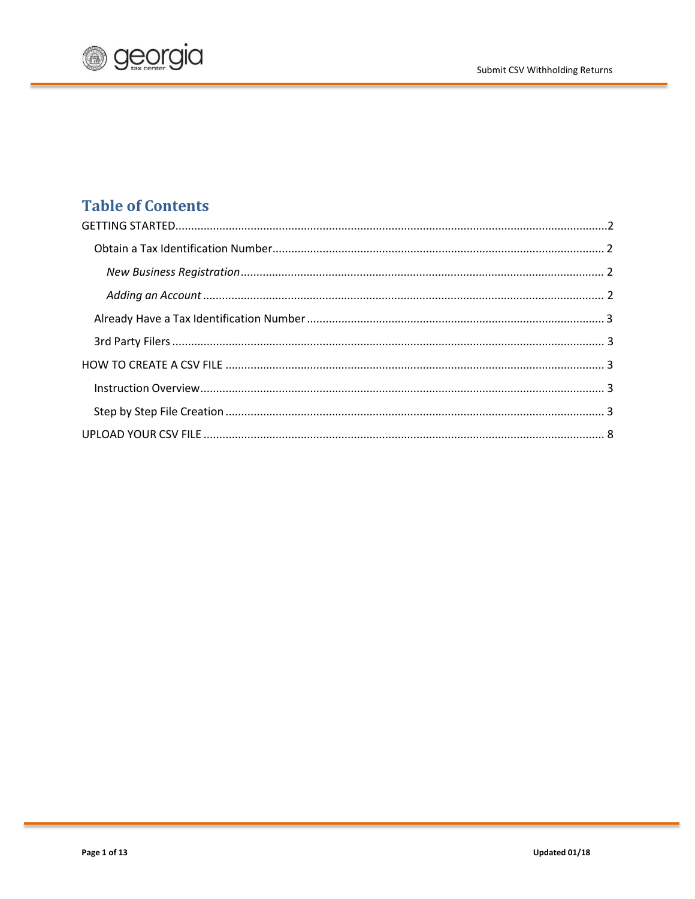# Table of Contents

GETTING STARTED........................................................2

- Obtain a Tax Identification Number........................................................2
  - *New Business Registration*........................................................2
  - *Adding an Account*........................................................2
- Already Have a Tax Identification Number........................................................3
- 3rd Party Filers........................................................3

HOW TO CREATE A CSV FILE........................................................3

- Instruction Overview........................................................3
- Step by Step File Creation........................................................3

UPLOAD YOUR CSV FILE........................................................8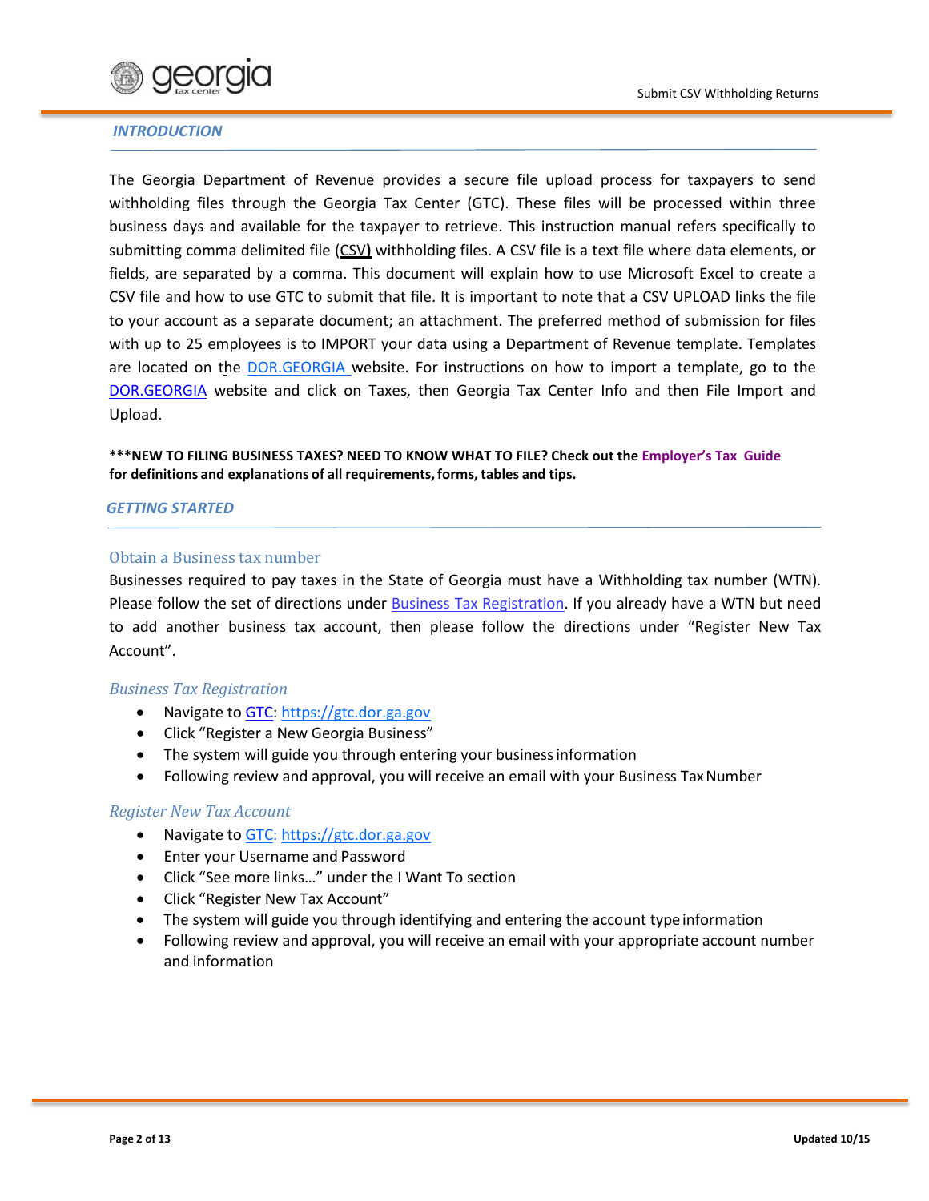## *INTRODUCTION*

The Georgia Department of Revenue provides a secure file upload process for taxpayers to send withholding files through the Georgia Tax Center (GTC). These files will be processed within three business days and available for the taxpayer to retrieve. This instruction manual refers specifically to submitting comma delimited file (CSV) withholding files. A CSV file is a text file where data elements, or fields, are separated by a comma. This document will explain how to use Microsoft Excel to create a CSV file and how to use GTC to submit that file. It is important to note that a CSV UPLOAD links the file to your account as a separate document; an attachment. The preferred method of submission for files with up to 25 employees is to IMPORT your data using a Department of Revenue template. Templates are located on the DOR.GEORGIA website. For instructions on how to import a template, go to the DOR.GEORGIA website and click on Taxes, then Georgia Tax Center Info and then File Import and Upload.

**\*\*\*NEW TO FILING BUSINESS TAXES? NEED TO KNOW WHAT TO FILE? Check out the Employer's Tax Guide for definitions and explanations of all requirements, forms, tables and tips.**

## *GETTING STARTED*

### Obtain a Business tax number

Businesses required to pay taxes in the State of Georgia must have a Withholding tax number (WTN). Please follow the set of directions under Business Tax Registration. If you already have a WTN but need to add another business tax account, then please follow the directions under "Register New Tax Account".

### *Business Tax Registration*

- Navigate to GTC: https://gtc.dor.ga.gov
- Click "Register a New Georgia Business"
- The system will guide you through entering your business information
- Following review and approval, you will receive an email with your Business Tax Number

### *Register New Tax Account*

- Navigate to GTC: https://gtc.dor.ga.gov
- Enter your Username and Password
- Click "See more links…" under the I Want To section
- Click "Register New Tax Account"
- The system will guide you through identifying and entering the account type information
- Following review and approval, you will receive an email with your appropriate account number and information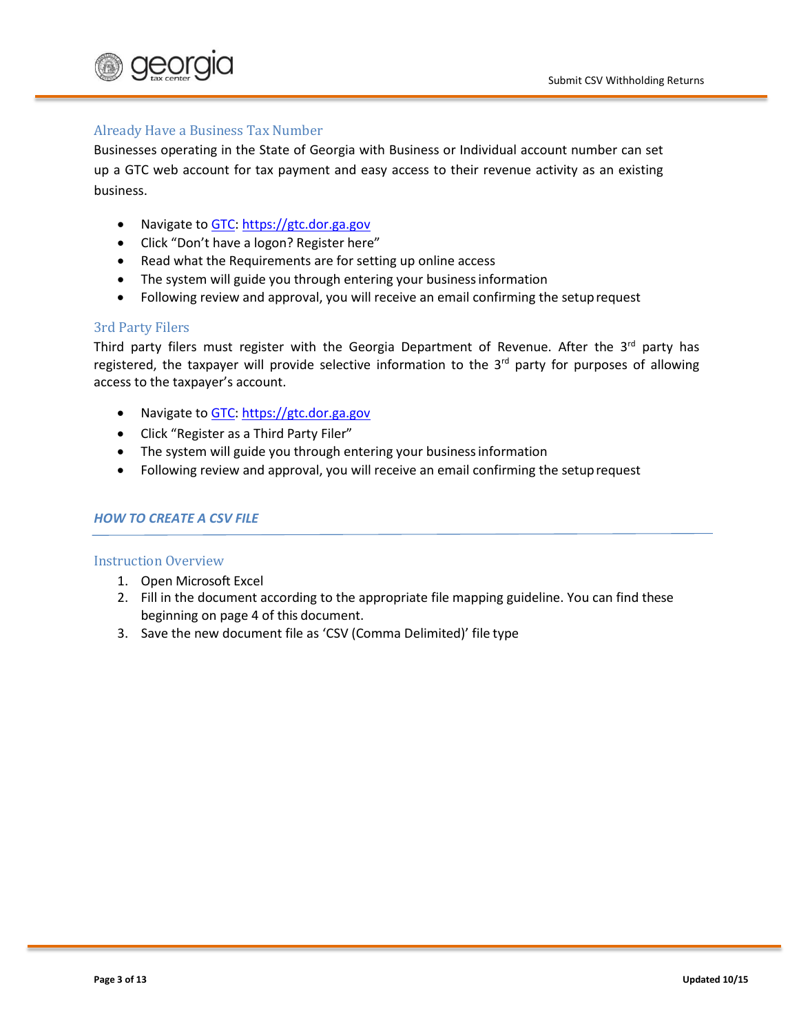### Already Have a Business Tax Number

Businesses operating in the State of Georgia with Business or Individual account number can set up a GTC web account for tax payment and easy access to their revenue activity as an existing business.

- Navigate to GTC: https://gtc.dor.ga.gov
- Click "Don't have a logon? Register here"
- Read what the Requirements are for setting up online access
- The system will guide you through entering your business information
- Following review and approval, you will receive an email confirming the setup request

### 3rd Party Filers

Third party filers must register with the Georgia Department of Revenue. After the 3rd party has registered, the taxpayer will provide selective information to the 3rd party for purposes of allowing access to the taxpayer's account.

- Navigate to GTC: https://gtc.dor.ga.gov
- Click "Register as a Third Party Filer"
- The system will guide you through entering your business information
- Following review and approval, you will receive an email confirming the setup request

## *HOW TO CREATE A CSV FILE*

### Instruction Overview

1. Open Microsoft Excel
2. Fill in the document according to the appropriate file mapping guideline. You can find these beginning on page 4 of this document.
3. Save the new document file as 'CSV (Comma Delimited)' file type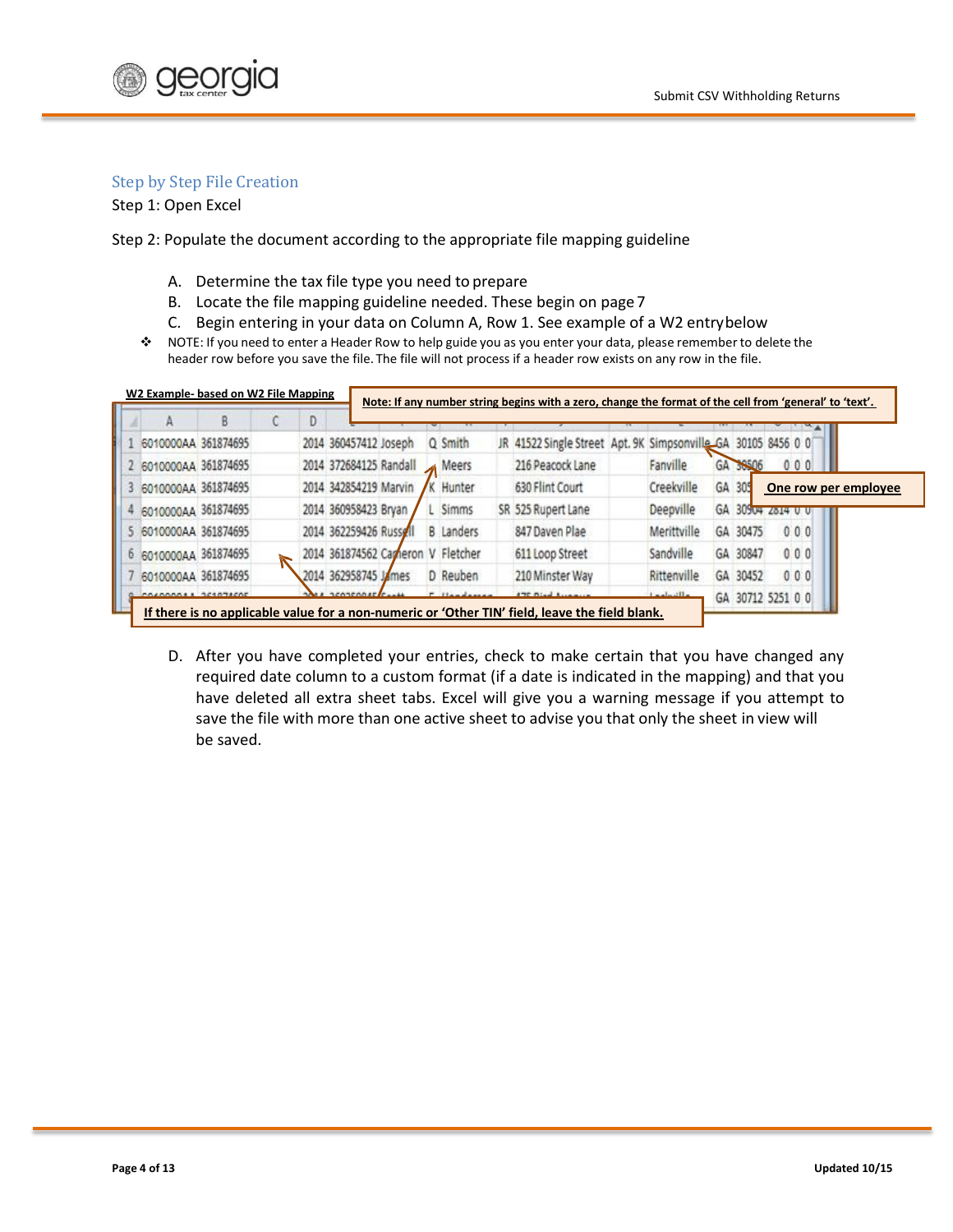## Step by Step File Creation

Step 1: Open Excel

Step 2: Populate the document according to the appropriate file mapping guideline

A. Determine the tax file type you need to prepare
B. Locate the file mapping guideline needed. These begin on page 7
C. Begin entering in your data on Column A, Row 1. See example of a W2 entry below

- NOTE: If you need to enter a Header Row to help guide you as you enter your data, please remember to delete the header row before you save the file. The file will not process if a header row exists on any row in the file.

**W2 Example- based on W2 File Mapping**

**Note: If any number string begins with a zero, change the format of the cell from 'general' to 'text'.**

| | A | B | C | D | | | | | | | | | | | | | | |
|---|---|---|---|---|---|---|---|---|---|---|---|---|---|---|---|---|---|---|
| 1 | 6010000AA | 361874695 | | 2014 | 360457412 | Joseph | Q | Smith | JR | 41522 Single Street | Apt. 9K | Simpsonville | GA | 30105 | 8456 | 0 | 0 | |
| 2 | 6010000AA | 361874695 | | 2014 | 372684125 | Randall | | Meers | | 216 Peacock Lane | | Fanville | GA | 30506 | | 0 | 0 | 0 |
| 3 | 6010000AA | 361874695 | | 2014 | 342854219 | Marvin | K | Hunter | | 630 Flint Court | | Creekville | GA | 305 | | | | |
| 4 | 6010000AA | 361874695 | | 2014 | 360958423 | Bryan | L | Simms | SR | 525 Rupert Lane | | Deepville | GA | 30904 | 2814 | 0 | 0 | |
| 5 | 6010000AA | 361874695 | | 2014 | 362259426 | Russell | B | Landers | | 847 Daven Plae | | Merittville | GA | 30475 | | 0 | 0 | 0 |
| 6 | 6010000AA | 361874695 | | 2014 | 361874562 | Cameron | V | Fletcher | | 611 Loop Street | | Sandville | GA | 30847 | | 0 | 0 | 0 |
| 7 | 6010000AA | 361874695 | | 2014 | 362958745 | James | D | Reuben | | 210 Minster Way | | Rittenville | GA | 30452 | | 0 | 0 | 0 |
| 8 | | | | | | | | | | | | | GA | 30712 | 5251 | 0 | 0 | |

**One row per employee**

**If there is no applicable value for a non-numeric or 'Other TIN' field, leave the field blank.**

D. After you have completed your entries, check to make certain that you have changed any required date column to a custom format (if a date is indicated in the mapping) and that you have deleted all extra sheet tabs. Excel will give you a warning message if you attempt to save the file with more than one active sheet to advise you that only the sheet in view will be saved.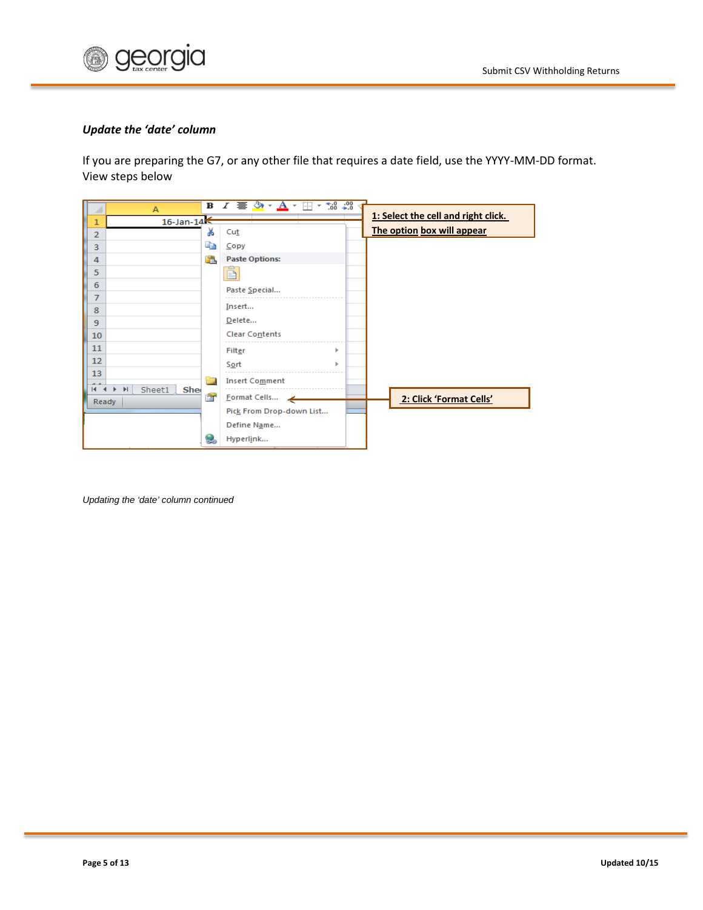***Update the 'date' column***

If you are preparing the G7, or any other file that requires a date field, use the YYYY-MM-DD format. View steps below

**1: Select the cell and right click. The option box will appear**

**2: Click 'Format Cells'**

*Updating the 'date' column continued*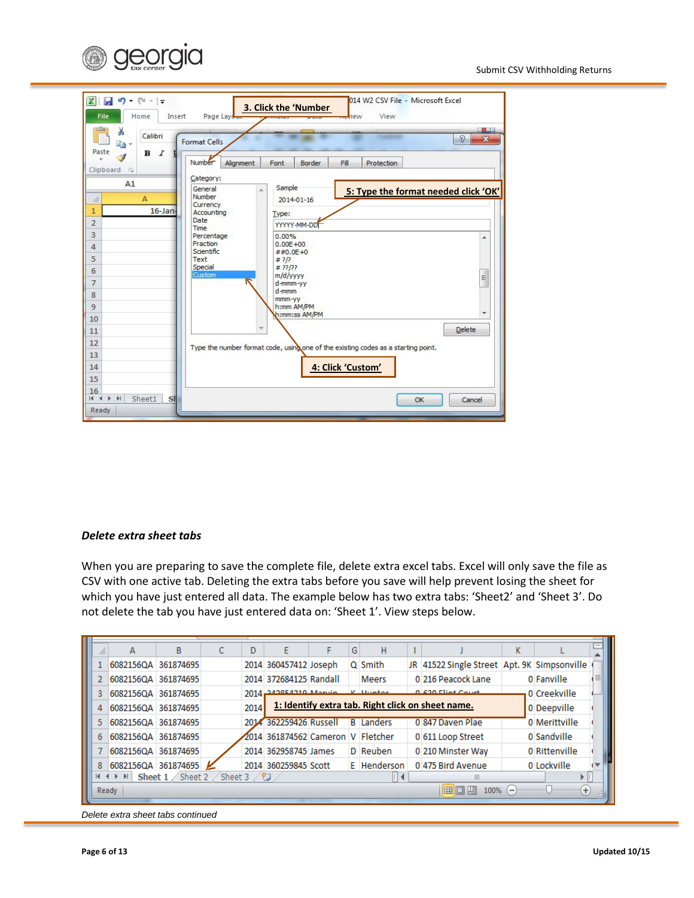### *Delete extra sheet tabs*

When you are preparing to save the complete file, delete extra excel tabs. Excel will only save the file as CSV with one active tab. Deleting the extra tabs before you save will help prevent losing the sheet for which you have just entered all data. The example below has two extra tabs: 'Sheet2' and 'Sheet 3'. Do not delete the tab you have just entered data on: 'Sheet 1'. View steps below.

*Delete extra sheet tabs continued*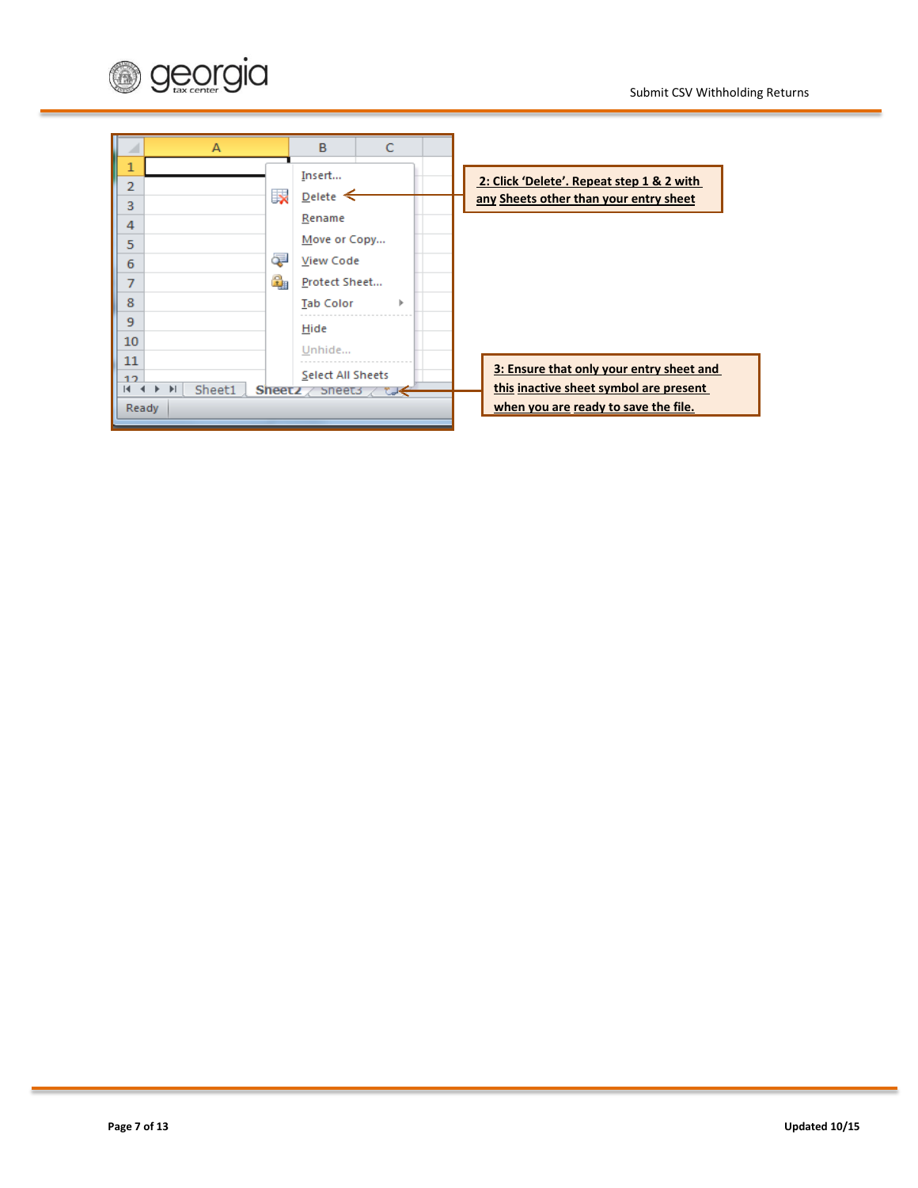**2: Click 'Delete'. Repeat step 1 & 2 with any Sheets other than your entry sheet**

**3: Ensure that only your entry sheet and this inactive sheet symbol are present when you are ready to save the file.**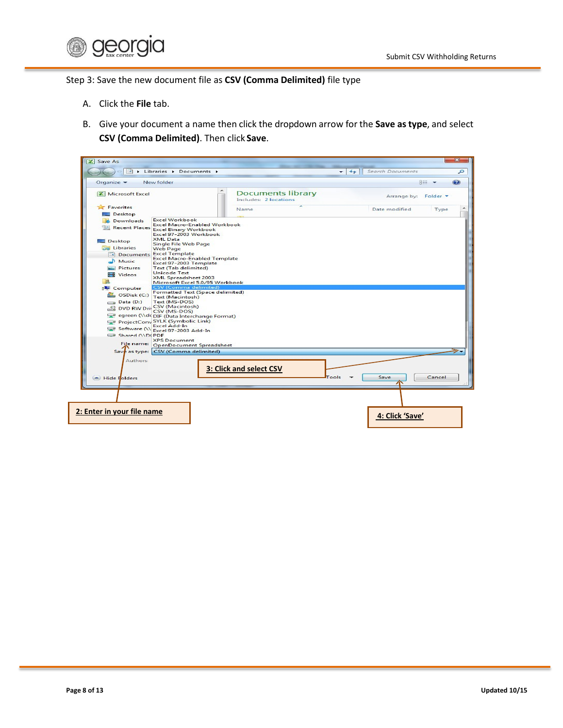Step 3: Save the new document file as **CSV (Comma Delimited)** file type

A. Click the **File** tab.

B. Give your document a name then click the dropdown arrow for the **Save as type**, and select **CSV (Comma Delimited)**. Then click **Save**.

3: Click and select CSV

2: Enter in your file name

4: Click 'Save'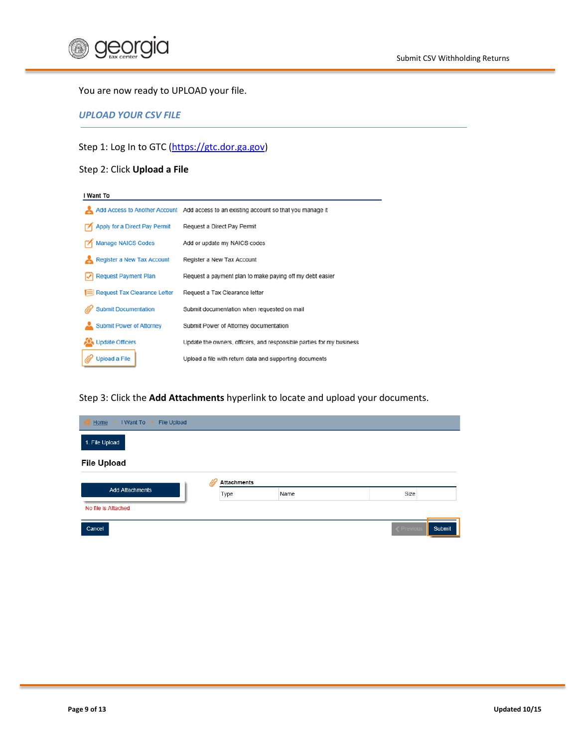You are now ready to UPLOAD your file.

## *UPLOAD YOUR CSV FILE*

Step 1: Log In to GTC (https://gtc.dor.ga.gov)

Step 2: Click **Upload a File**

**I Want To**

| | |
|---|---|
| Add Access to Another Account | Add access to an existing account so that you manage it |
| Apply for a Direct Pay Permit | Request a Direct Pay Permit |
| Manage NAICS Codes | Add or update my NAICS codes |
| Register a New Tax Account | Register a New Tax Account |
| Request Payment Plan | Request a payment plan to make paying off my debt easier |
| Request Tax Clearance Letter | Request a Tax Clearance letter |
| Submit Documentation | Submit documentation when requested on mail |
| Submit Power of Attorney | Submit Power of Attorney documentation |
| Update Officers | Update the owners, officers, and responsible parties for my business |
| Upload a File | Upload a file with return data and supporting documents |

Step 3: Click the **Add Attachments** hyperlink to locate and upload your documents.

Home > I Want To > File Upload

1. File Upload

**File Upload**

Add Attachments

No file is Attached

**Attachments**

| Type | Name | Size | |
|---|---|---|---|

Cancel    Previous    Submit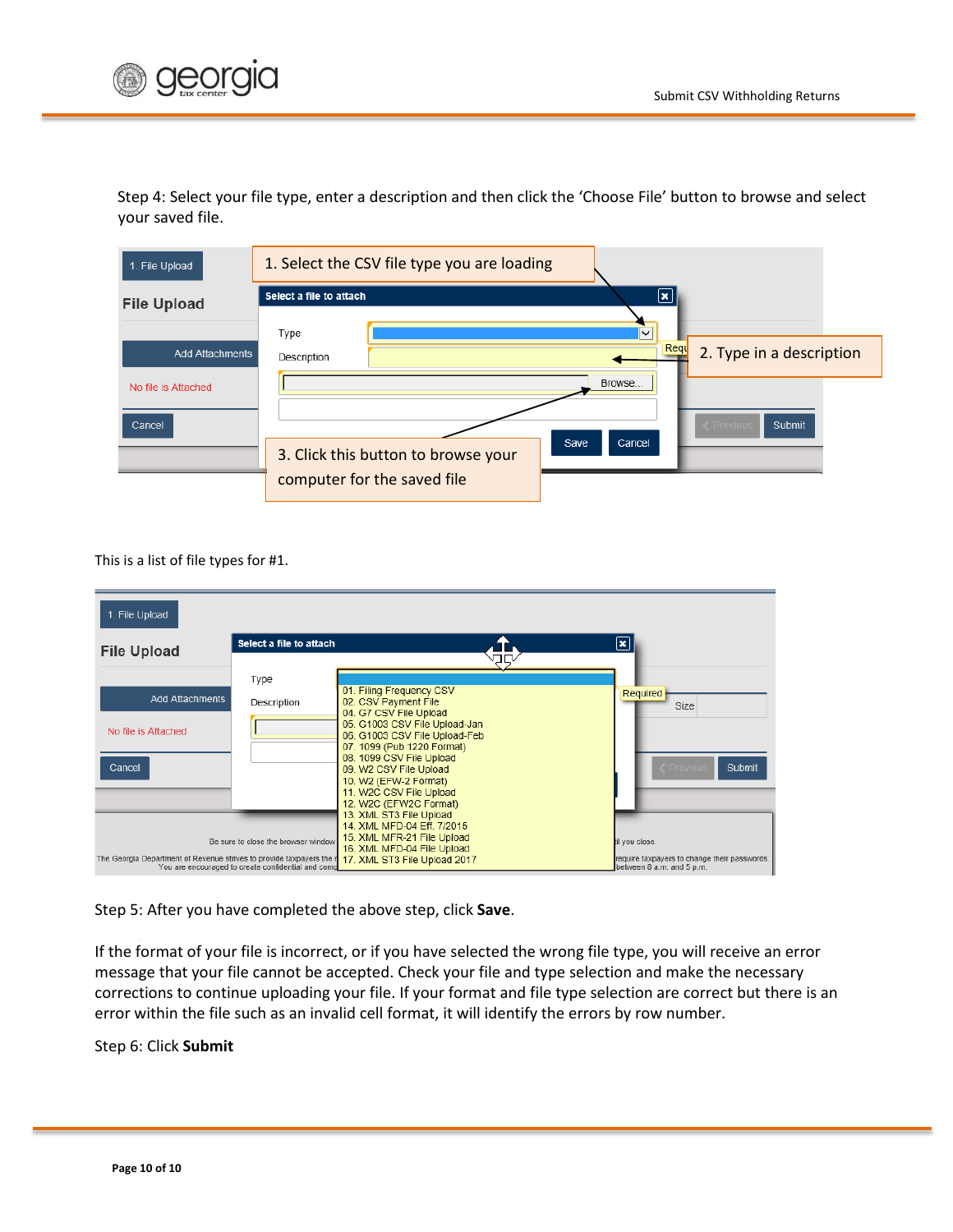Step 4: Select your file type, enter a description and then click the 'Choose File' button to browse and select your saved file.

1. Select the CSV file type you are loading

2. Type in a description

3. Click this button to browse your computer for the saved file

This is a list of file types for #1.

01. Filing Frequency CSV
02. CSV Payment File
04. G7 CSV File Upload
05. G1003 CSV File Upload-Jan
06. G1003 CSV File Upload-Feb
07. 1099 (Pub 1220 Format)
08. 1099 CSV File Upload
09. W2 CSV File Upload
10. W2 (EFW-2 Format)
11. W2C CSV File Upload
12. W2C (EFW2C Format)
13. XML ST3 File Upload
14. XML MFD-04 Eff. 7/2015
15. XML MFR-21 File Upload
16. XML MFD-04 File Upload
17. XML ST3 File Upload 2017

Step 5: After you have completed the above step, click **Save**.

If the format of your file is incorrect, or if you have selected the wrong file type, you will receive an error message that your file cannot be accepted. Check your file and type selection and make the necessary corrections to continue uploading your file. If your format and file type selection are correct but there is an error within the file such as an invalid cell format, it will identify the errors by row number.

Step 6: Click **Submit**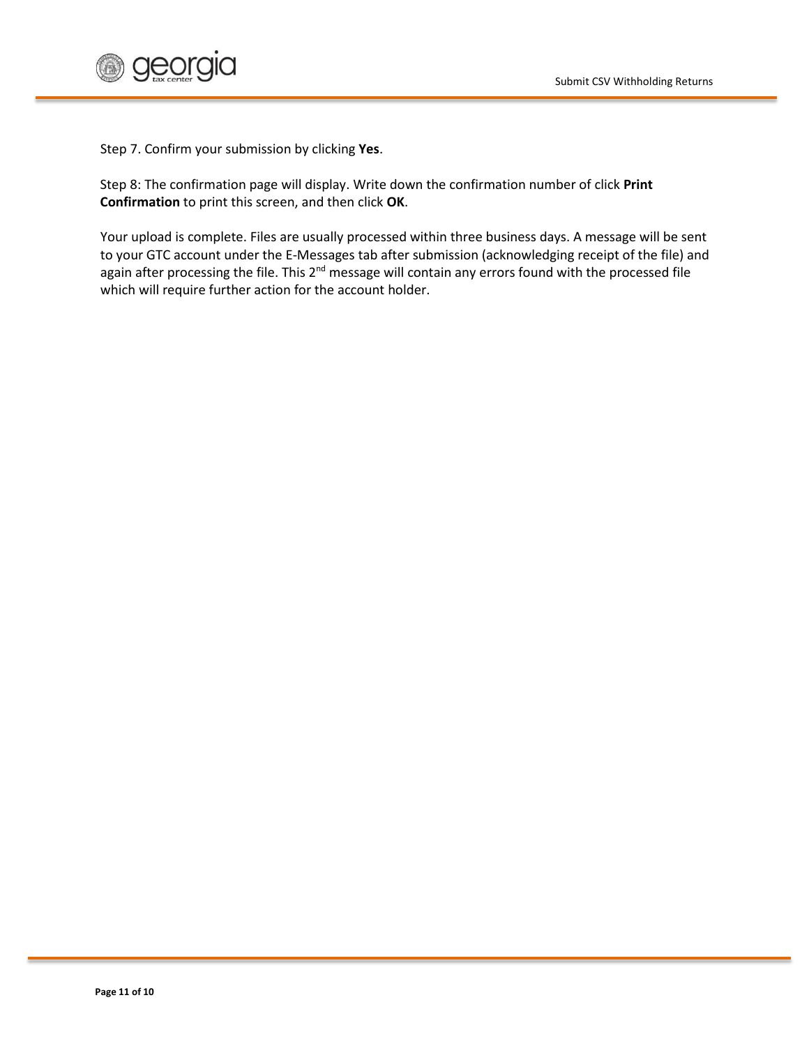Step 7. Confirm your submission by clicking **Yes**.

Step 8: The confirmation page will display. Write down the confirmation number of click **Print Confirmation** to print this screen, and then click **OK**.

Your upload is complete. Files are usually processed within three business days. A message will be sent to your GTC account under the E-Messages tab after submission (acknowledging receipt of the file) and again after processing the file. This 2nd message will contain any errors found with the processed file which will require further action for the account holder.